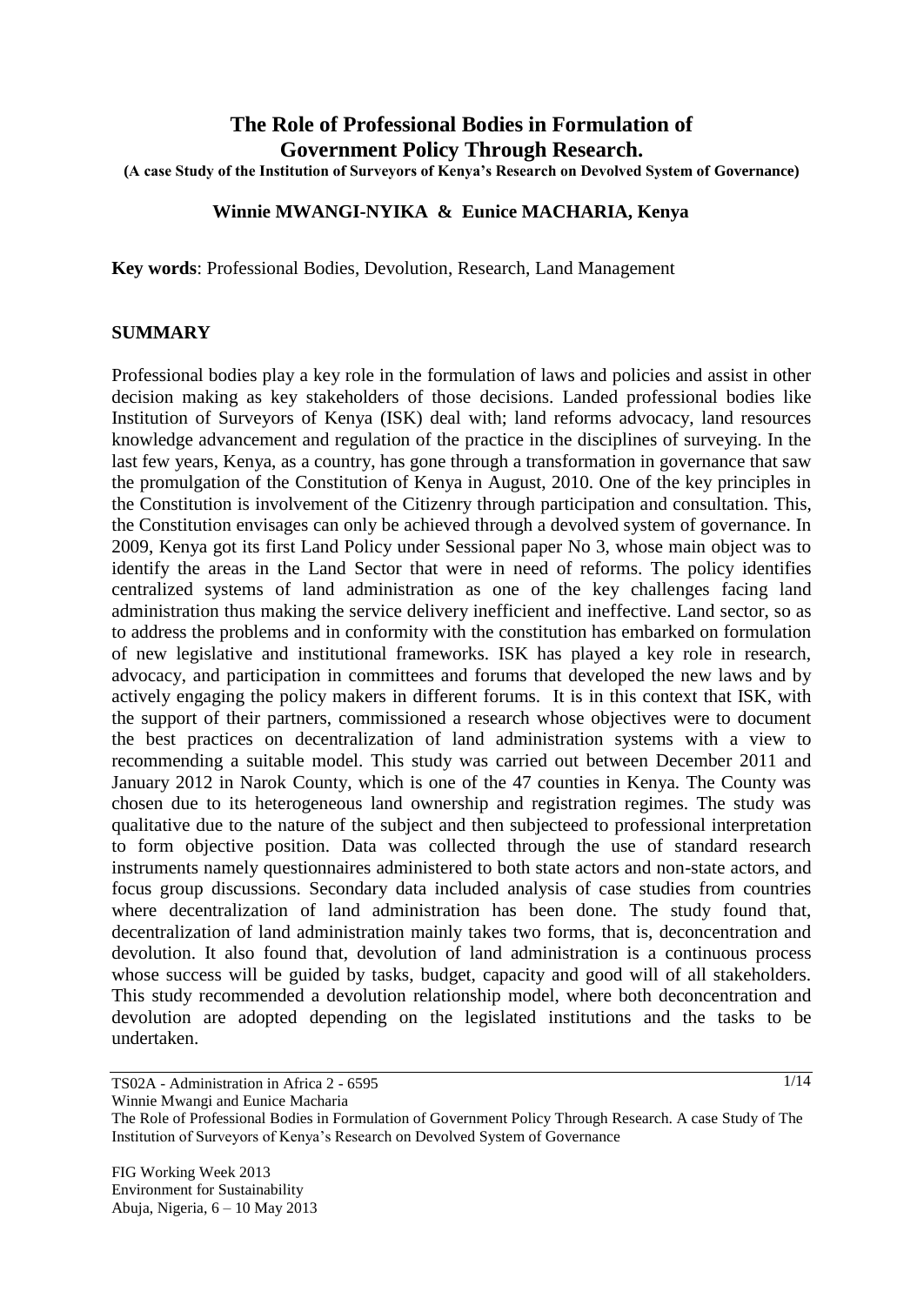# The Role of Professional Bodies in Formulation of Government Policy Through Research.

**(A case Study of the Institution of Surveyors of Kenya's Research on Devolved System of Governance)**

**Winnie MWANGI-NYIKA & Eunice MACHARIA, Kenya**

**Key words**: Professional Bodies, Devolution, Research, Land Management

## SUMMARY

Professional bodies play a key role in the formulation of laws and policies and assist in other decision making as key stakeholders of those decisions. Landed professional bodies like Institution of Surveyors of Kenya (ISK) deal with; land reforms advocacy, land resources knowledge advancement and regulation of the practice in the disciplines of surveying. In the last few years, Kenya, as a country, has gone through a transformation in governance that saw the promulgation of the Constitution of Kenya in August, 2010. One of the key principles in the Constitution is involvement of the Citizenry through participation and consultation. This, the Constitution envisages can only be achieved through a devolved system of governance. In 2009, Kenya got its first Land Policy under Sessional paper No 3, whose main object was to identify the areas in the Land Sector that were in need of reforms. The policy identifies centralized systems of land administration as one of the key challenges facing land administration thus making the service delivery inefficient and ineffective. Land sector, so as to address the problems and in conformity with the constitution has embarked on formulation of new legislative and institutional frameworks. ISK has played a key role in research, advocacy, and participation in committees and forums that developed the new laws and by actively engaging the policy makers in different forums. It is in this context that ISK, with the support of their partners, commissioned a research whose objectives were to document the best practices on decentralization of land administration systems with a view to recommending a suitable model. This study was carried out between December 2011 and January 2012 in Narok County, which is one of the 47 counties in Kenya. The County was chosen due to its heterogeneous land ownership and registration regimes. The study was qualitative due to the nature of the subject and then subjecteed to professional interpretation to form objective position. Data was collected through the use of standard research instruments namely questionnaires administered to both state actors and non-state actors, and focus group discussions. Secondary data included analysis of case studies from countries where decentralization of land administration has been done. The study found that, decentralization of land administration mainly takes two forms, that is, deconcentration and devolution. It also found that, devolution of land administration is a continuous process whose success will be guided by tasks, budget, capacity and good will of all stakeholders. This study recommended a devolution relationship model, where both deconcentration and devolution are adopted depending on the legislated institutions and the tasks to be undertaken.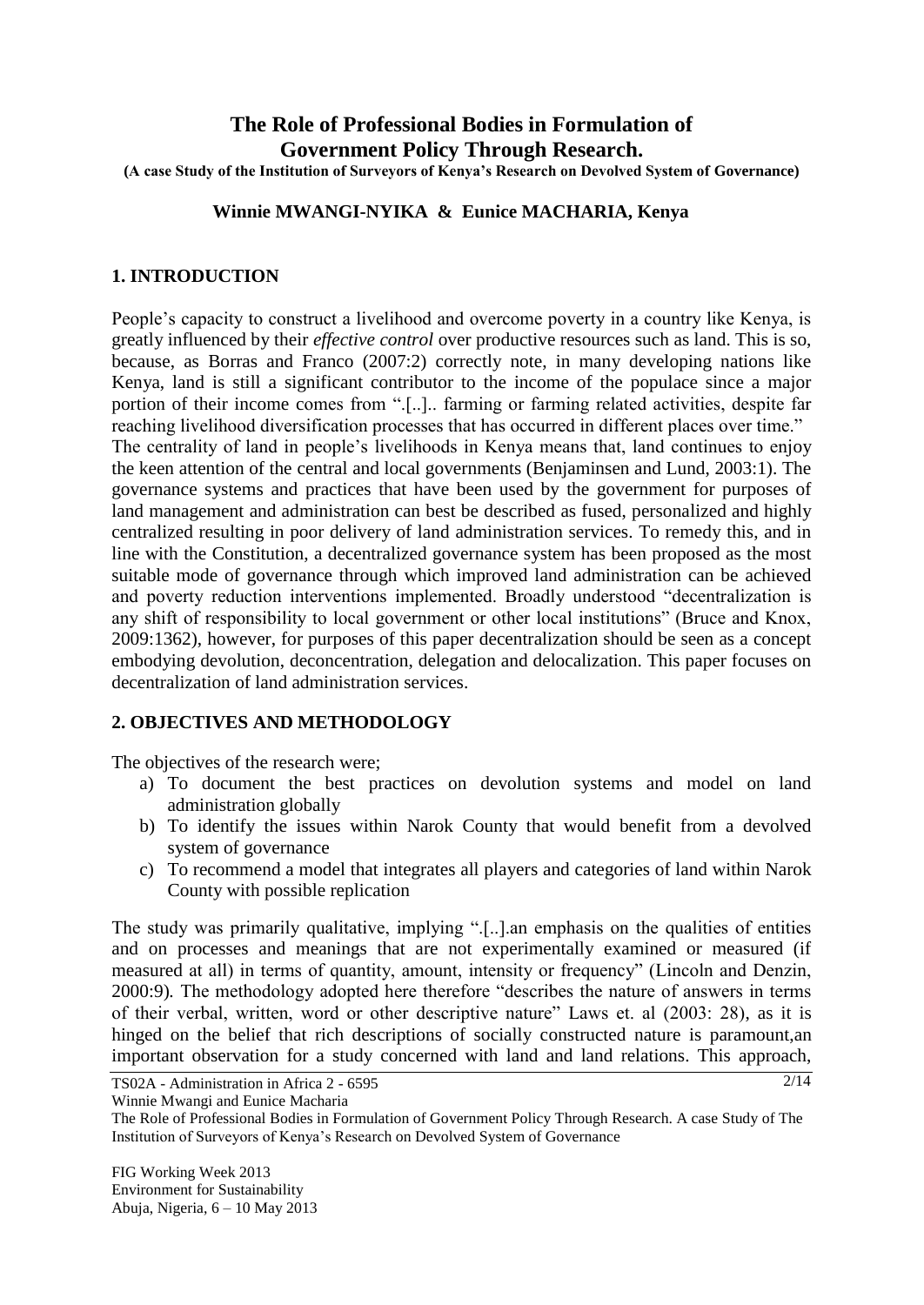# The Role of Professional Bodies in Formulation of Government Policy Through Research.

**(A case Study of the Institution of Surveyors of Kenya's Research on Devolved System of Governance)**

**Winnie MWANGI-NYIKA & Eunice MACHARIA, Kenya**

## 1. INTRODUCTION

People's capacity to construct a livelihood and overcome poverty in a country like Kenya, is greatly influenced by their *effective control* over productive resources such as land. This is so, because, as Borras and Franco (2007:2) correctly note, in many developing nations like Kenya, land is still a significant contributor to the income of the populace since a major portion of their income comes from ".[..].. farming or farming related activities, despite far reaching livelihood diversification processes that has occurred in different places over time."
The centrality of land in people's livelihoods in Kenya means that, land continues to enjoy the keen attention of the central and local governments (Benjaminsen and Lund, 2003:1). The governance systems and practices that have been used by the government for purposes of land management and administration can best be described as fused, personalized and highly centralized resulting in poor delivery of land administration services. To remedy this, and in line with the Constitution, a decentralized governance system has been proposed as the most suitable mode of governance through which improved land administration can be achieved and poverty reduction interventions implemented. Broadly understood "decentralization is any shift of responsibility to local government or other local institutions" (Bruce and Knox, 2009:1362), however, for purposes of this paper decentralization should be seen as a concept embodying devolution, deconcentration, delegation and delocalization. This paper focuses on decentralization of land administration services.

## 2. OBJECTIVES AND METHODOLOGY

The objectives of the research were;

a) To document the best practices on devolution systems and model on land administration globally
b) To identify the issues within Narok County that would benefit from a devolved system of governance
c) To recommend a model that integrates all players and categories of land within Narok County with possible replication

The study was primarily qualitative, implying ".[..].an emphasis on the qualities of entities and on processes and meanings that are not experimentally examined or measured (if measured at all) in terms of quantity, amount, intensity or frequency" (Lincoln and Denzin, 2000:9). The methodology adopted here therefore "describes the nature of answers in terms of their verbal, written, word or other descriptive nature" Laws et. al (2003: 28), as it is hinged on the belief that rich descriptions of socially constructed nature is paramount,an important observation for a study concerned with land and land relations. This approach,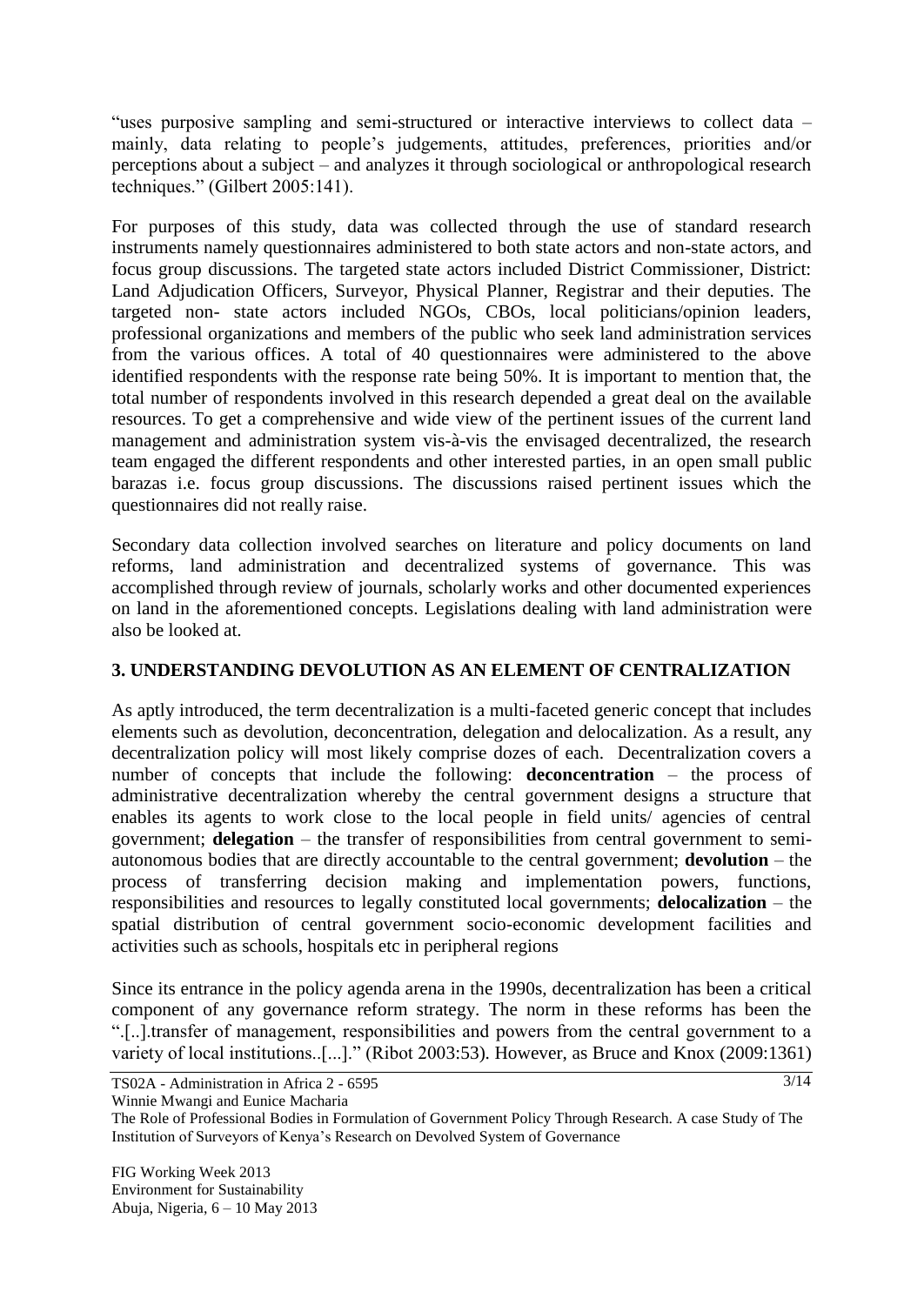"uses purposive sampling and semi-structured or interactive interviews to collect data – mainly, data relating to people's judgements, attitudes, preferences, priorities and/or perceptions about a subject – and analyzes it through sociological or anthropological research techniques." (Gilbert 2005:141).

For purposes of this study, data was collected through the use of standard research instruments namely questionnaires administered to both state actors and non-state actors, and focus group discussions. The targeted state actors included District Commissioner, District: Land Adjudication Officers, Surveyor, Physical Planner, Registrar and their deputies. The targeted non- state actors included NGOs, CBOs, local politicians/opinion leaders, professional organizations and members of the public who seek land administration services from the various offices. A total of 40 questionnaires were administered to the above identified respondents with the response rate being 50%. It is important to mention that, the total number of respondents involved in this research depended a great deal on the available resources. To get a comprehensive and wide view of the pertinent issues of the current land management and administration system vis-à-vis the envisaged decentralized, the research team engaged the different respondents and other interested parties, in an open small public barazas i.e. focus group discussions. The discussions raised pertinent issues which the questionnaires did not really raise.

Secondary data collection involved searches on literature and policy documents on land reforms, land administration and decentralized systems of governance. This was accomplished through review of journals, scholarly works and other documented experiences on land in the aforementioned concepts. Legislations dealing with land administration were also be looked at.

## 3. UNDERSTANDING DEVOLUTION AS AN ELEMENT OF CENTRALIZATION

As aptly introduced, the term decentralization is a multi-faceted generic concept that includes elements such as devolution, deconcentration, delegation and delocalization. As a result, any decentralization policy will most likely comprise dozes of each. Decentralization covers a number of concepts that include the following: **deconcentration** – the process of administrative decentralization whereby the central government designs a structure that enables its agents to work close to the local people in field units/ agencies of central government; **delegation** – the transfer of responsibilities from central government to semi-autonomous bodies that are directly accountable to the central government; **devolution** – the process of transferring decision making and implementation powers, functions, responsibilities and resources to legally constituted local governments; **delocalization** – the spatial distribution of central government socio-economic development facilities and activities such as schools, hospitals etc in peripheral regions

Since its entrance in the policy agenda arena in the 1990s, decentralization has been a critical component of any governance reform strategy. The norm in these reforms has been the ".[..].transfer of management, responsibilities and powers from the central government to a variety of local institutions..[...]." (Ribot 2003:53). However, as Bruce and Knox (2009:1361)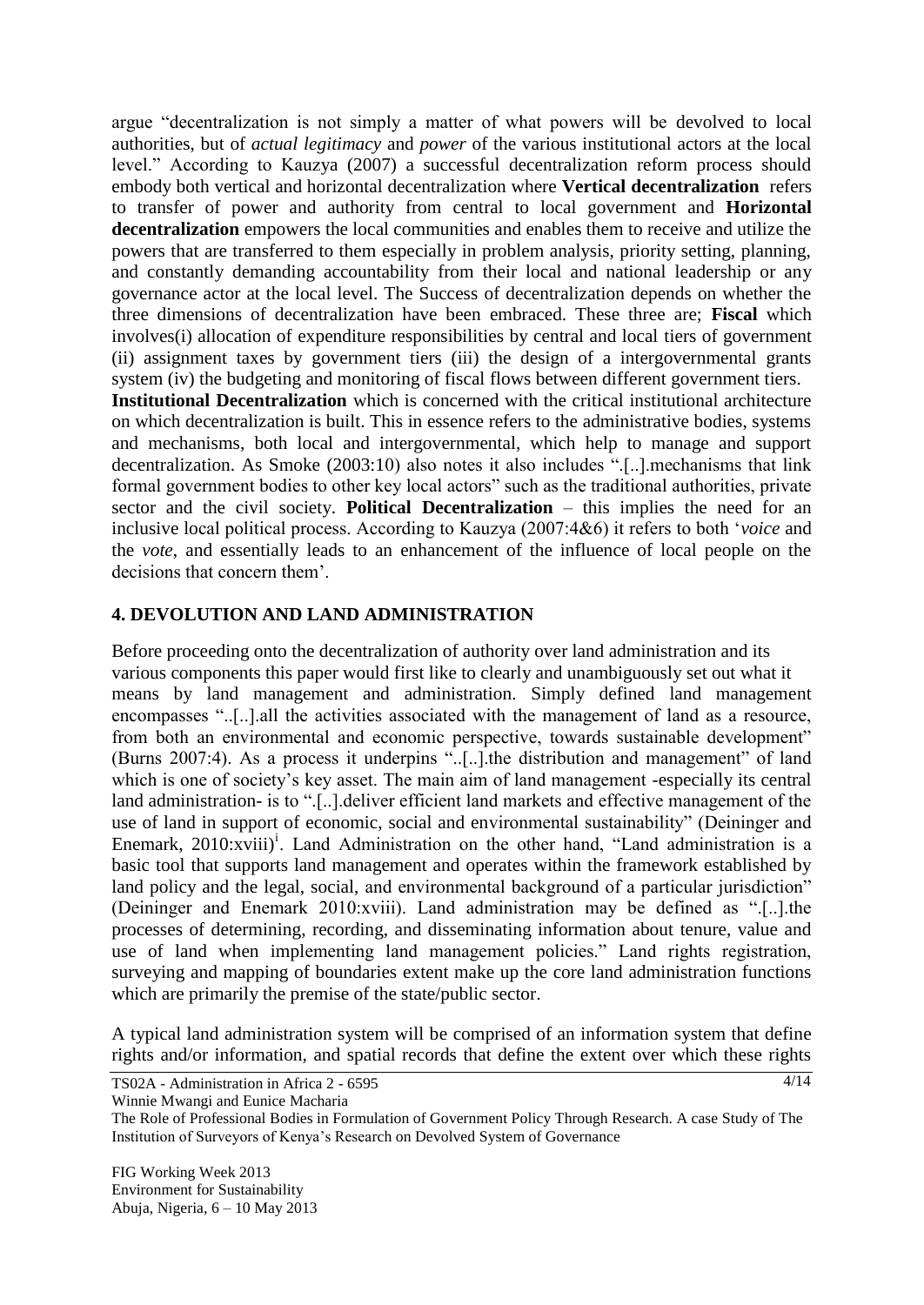argue "decentralization is not simply a matter of what powers will be devolved to local authorities, but of *actual legitimacy* and *power* of the various institutional actors at the local level." According to Kauzya (2007) a successful decentralization reform process should embody both vertical and horizontal decentralization where **Vertical decentralization** refers to transfer of power and authority from central to local government and **Horizontal decentralization** empowers the local communities and enables them to receive and utilize the powers that are transferred to them especially in problem analysis, priority setting, planning, and constantly demanding accountability from their local and national leadership or any governance actor at the local level. The Success of decentralization depends on whether the three dimensions of decentralization have been embraced. These three are; **Fiscal** which involves(i) allocation of expenditure responsibilities by central and local tiers of government (ii) assignment taxes by government tiers (iii) the design of a intergovernmental grants system (iv) the budgeting and monitoring of fiscal flows between different government tiers.
**Institutional Decentralization** which is concerned with the critical institutional architecture on which decentralization is built. This in essence refers to the administrative bodies, systems and mechanisms, both local and intergovernmental, which help to manage and support decentralization. As Smoke (2003:10) also notes it also includes ".[..].mechanisms that link formal government bodies to other key local actors" such as the traditional authorities, private sector and the civil society. **Political Decentralization** – this implies the need for an inclusive local political process. According to Kauzya (2007:4&6) it refers to both '*voice* and the *vote*, and essentially leads to an enhancement of the influence of local people on the decisions that concern them'.

## 4. DEVOLUTION AND LAND ADMINISTRATION

Before proceeding onto the decentralization of authority over land administration and its various components this paper would first like to clearly and unambiguously set out what it means by land management and administration. Simply defined land management encompasses "..[..].all the activities associated with the management of land as a resource, from both an environmental and economic perspective, towards sustainable development" (Burns 2007:4). As a process it underpins "..[..].the distribution and management" of land which is one of society's key asset. The main aim of land management -especially its central land administration- is to ".[..].deliver efficient land markets and effective management of the use of land in support of economic, social and environmental sustainability" (Deininger and Enemark, 2010:xviii)[i]. Land Administration on the other hand, "Land administration is a basic tool that supports land management and operates within the framework established by land policy and the legal, social, and environmental background of a particular jurisdiction" (Deininger and Enemark 2010:xviii). Land administration may be defined as ".[..].the processes of determining, recording, and disseminating information about tenure, value and use of land when implementing land management policies." Land rights registration, surveying and mapping of boundaries extent make up the core land administration functions which are primarily the premise of the state/public sector.

A typical land administration system will be comprised of an information system that define rights and/or information, and spatial records that define the extent over which these rights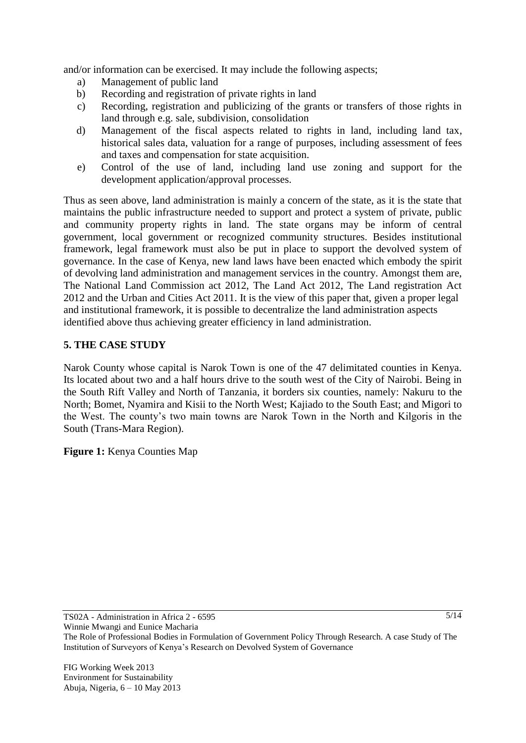and/or information can be exercised. It may include the following aspects;

a) Management of public land
b) Recording and registration of private rights in land
c) Recording, registration and publicizing of the grants or transfers of those rights in land through e.g. sale, subdivision, consolidation
d) Management of the fiscal aspects related to rights in land, including land tax, historical sales data, valuation for a range of purposes, including assessment of fees and taxes and compensation for state acquisition.
e) Control of the use of land, including land use zoning and support for the development application/approval processes.

Thus as seen above, land administration is mainly a concern of the state, as it is the state that maintains the public infrastructure needed to support and protect a system of private, public and community property rights in land. The state organs may be inform of central government, local government or recognized community structures. Besides institutional framework, legal framework must also be put in place to support the devolved system of governance. In the case of Kenya, new land laws have been enacted which embody the spirit of devolving land administration and management services in the country. Amongst them are, The National Land Commission act 2012, The Land Act 2012, The Land registration Act 2012 and the Urban and Cities Act 2011. It is the view of this paper that, given a proper legal and institutional framework, it is possible to decentralize the land administration aspects identified above thus achieving greater efficiency in land administration.

## 5. THE CASE STUDY

Narok County whose capital is Narok Town is one of the 47 delimitated counties in Kenya. Its located about two and a half hours drive to the south west of the City of Nairobi. Being in the South Rift Valley and North of Tanzania, it borders six counties, namely: Nakuru to the North; Bomet, Nyamira and Kisii to the North West; Kajiado to the South East; and Migori to the West. The county's two main towns are Narok Town in the North and Kilgoris in the South (Trans-Mara Region).

**Figure 1:** Kenya Counties Map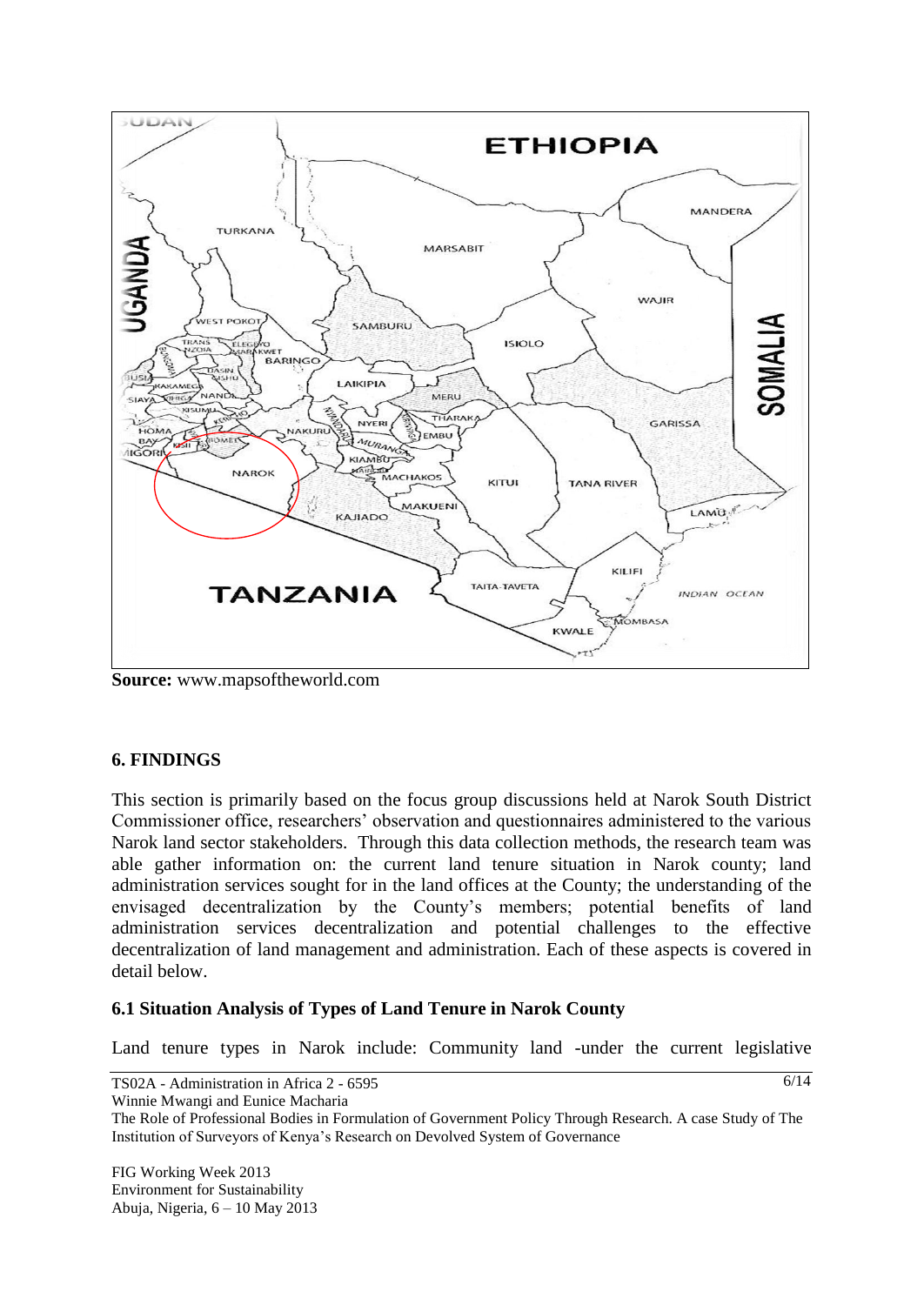**Source:** www.mapsoftheworld.com

## 6. FINDINGS

This section is primarily based on the focus group discussions held at Narok South District Commissioner office, researchers' observation and questionnaires administered to the various Narok land sector stakeholders. Through this data collection methods, the research team was able gather information on: the current land tenure situation in Narok county; land administration services sought for in the land offices at the County; the understanding of the envisaged decentralization by the County's members; potential benefits of land administration services decentralization and potential challenges to the effective decentralization of land management and administration. Each of these aspects is covered in detail below.

### 6.1 Situation Analysis of Types of Land Tenure in Narok County

Land tenure types in Narok include: Community land -under the current legislative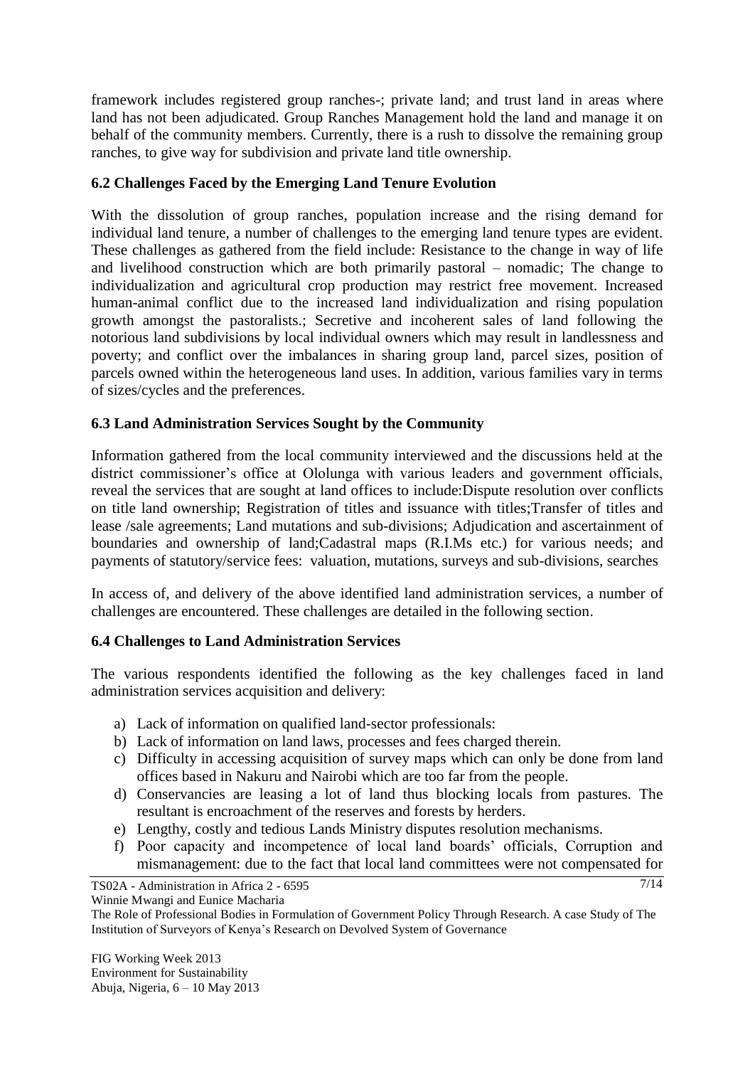framework includes registered group ranches-; private land; and trust land in areas where land has not been adjudicated. Group Ranches Management hold the land and manage it on behalf of the community members. Currently, there is a rush to dissolve the remaining group ranches, to give way for subdivision and private land title ownership.

### 6.2 Challenges Faced by the Emerging Land Tenure Evolution

With the dissolution of group ranches, population increase and the rising demand for individual land tenure, a number of challenges to the emerging land tenure types are evident. These challenges as gathered from the field include: Resistance to the change in way of life and livelihood construction which are both primarily pastoral – nomadic; The change to individualization and agricultural crop production may restrict free movement. Increased human-animal conflict due to the increased land individualization and rising population growth amongst the pastoralists.; Secretive and incoherent sales of land following the notorious land subdivisions by local individual owners which may result in landlessness and poverty; and conflict over the imbalances in sharing group land, parcel sizes, position of parcels owned within the heterogeneous land uses. In addition, various families vary in terms of sizes/cycles and the preferences.

### 6.3 Land Administration Services Sought by the Community

Information gathered from the local community interviewed and the discussions held at the district commissioner's office at Ololunga with various leaders and government officials, reveal the services that are sought at land offices to include:Dispute resolution over conflicts on title land ownership; Registration of titles and issuance with titles;Transfer of titles and lease /sale agreements; Land mutations and sub-divisions; Adjudication and ascertainment of boundaries and ownership of land;Cadastral maps (R.I.Ms etc.) for various needs; and payments of statutory/service fees: valuation, mutations, surveys and sub-divisions, searches

In access of, and delivery of the above identified land administration services, a number of challenges are encountered. These challenges are detailed in the following section.

### 6.4 Challenges to Land Administration Services

The various respondents identified the following as the key challenges faced in land administration services acquisition and delivery:

a) Lack of information on qualified land-sector professionals:
b) Lack of information on land laws, processes and fees charged therein.
c) Difficulty in accessing acquisition of survey maps which can only be done from land offices based in Nakuru and Nairobi which are too far from the people.
d) Conservancies are leasing a lot of land thus blocking locals from pastures. The resultant is encroachment of the reserves and forests by herders.
e) Lengthy, costly and tedious Lands Ministry disputes resolution mechanisms.
f) Poor capacity and incompetence of local land boards' officials, Corruption and mismanagement: due to the fact that local land committees were not compensated for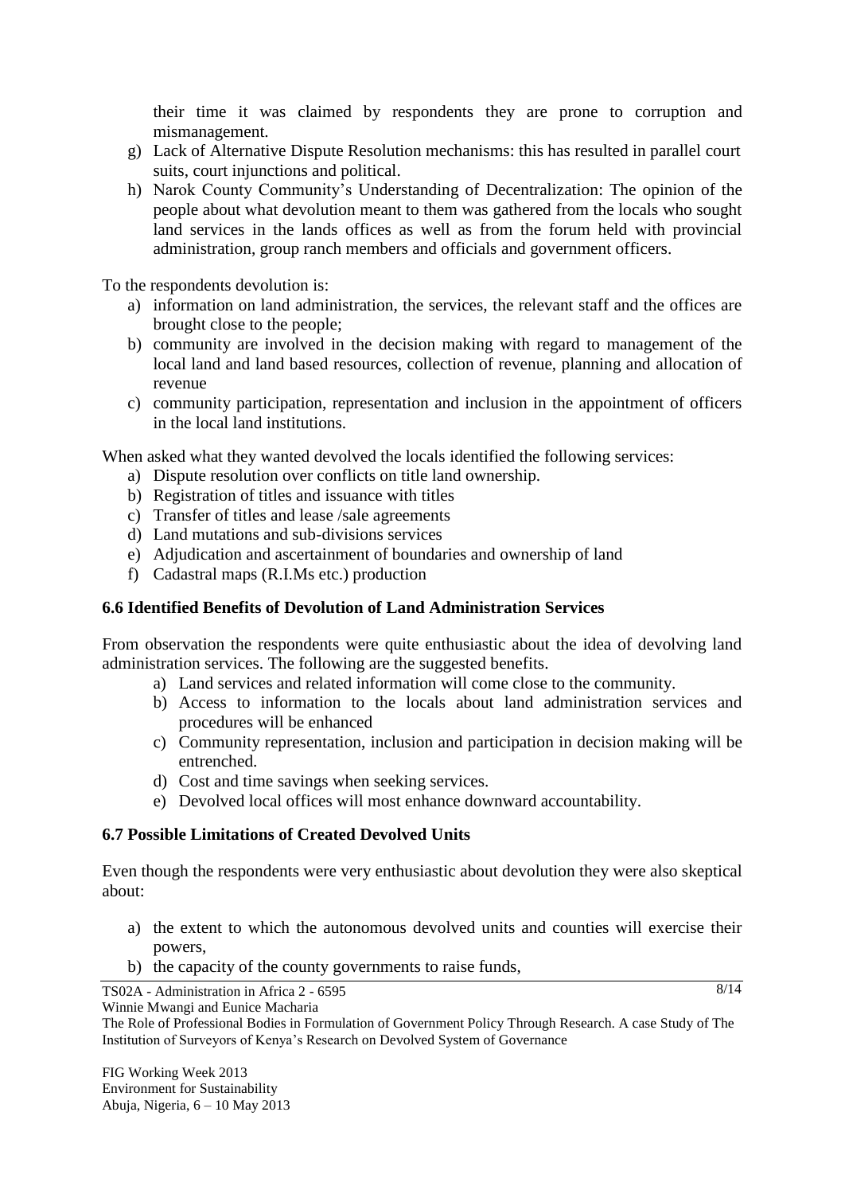their time it was claimed by respondents they are prone to corruption and mismanagement.

g) Lack of Alternative Dispute Resolution mechanisms: this has resulted in parallel court suits, court injunctions and political.
h) Narok County Community's Understanding of Decentralization: The opinion of the people about what devolution meant to them was gathered from the locals who sought land services in the lands offices as well as from the forum held with provincial administration, group ranch members and officials and government officers.

To the respondents devolution is:

a) information on land administration, the services, the relevant staff and the offices are brought close to the people;
b) community are involved in the decision making with regard to management of the local land and land based resources, collection of revenue, planning and allocation of revenue
c) community participation, representation and inclusion in the appointment of officers in the local land institutions.

When asked what they wanted devolved the locals identified the following services:

a) Dispute resolution over conflicts on title land ownership.
b) Registration of titles and issuance with titles
c) Transfer of titles and lease /sale agreements
d) Land mutations and sub-divisions services
e) Adjudication and ascertainment of boundaries and ownership of land
f) Cadastral maps (R.I.Ms etc.) production

### 6.6 Identified Benefits of Devolution of Land Administration Services

From observation the respondents were quite enthusiastic about the idea of devolving land administration services. The following are the suggested benefits.

a) Land services and related information will come close to the community.
b) Access to information to the locals about land administration services and procedures will be enhanced
c) Community representation, inclusion and participation in decision making will be entrenched.
d) Cost and time savings when seeking services.
e) Devolved local offices will most enhance downward accountability.

### 6.7 Possible Limitations of Created Devolved Units

Even though the respondents were very enthusiastic about devolution they were also skeptical about:

a) the extent to which the autonomous devolved units and counties will exercise their powers,
b) the capacity of the county governments to raise funds,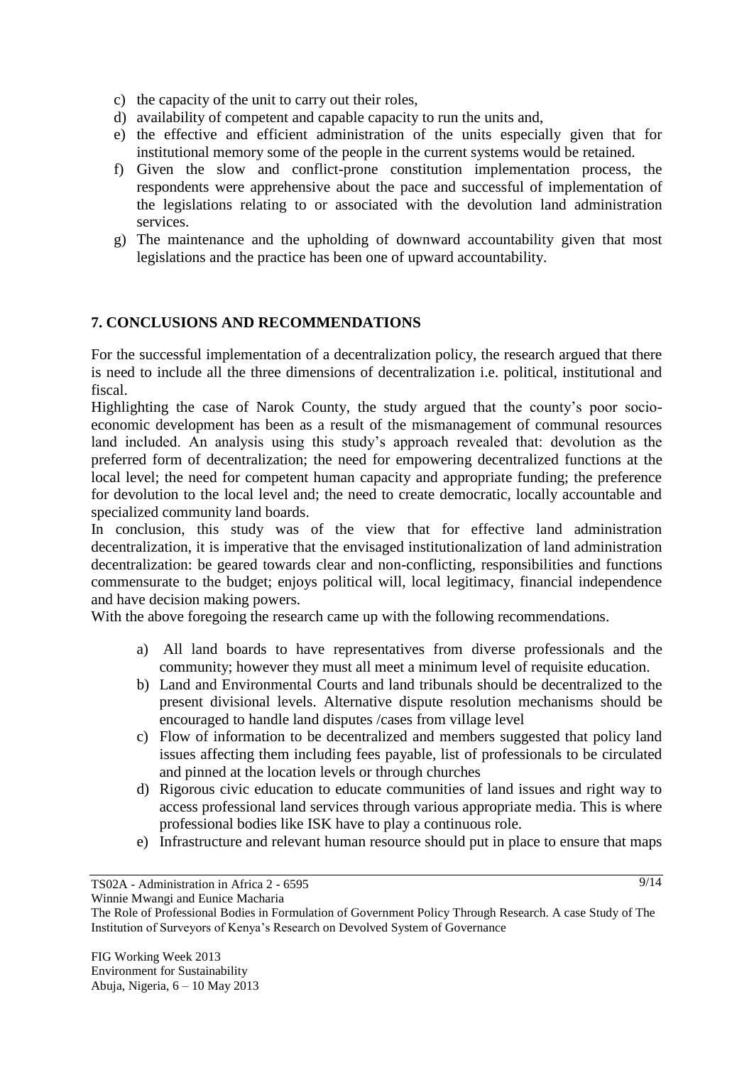c) the capacity of the unit to carry out their roles,
d) availability of competent and capable capacity to run the units and,
e) the effective and efficient administration of the units especially given that for institutional memory some of the people in the current systems would be retained.
f) Given the slow and conflict-prone constitution implementation process, the respondents were apprehensive about the pace and successful of implementation of the legislations relating to or associated with the devolution land administration services.
g) The maintenance and the upholding of downward accountability given that most legislations and the practice has been one of upward accountability.

## 7. CONCLUSIONS AND RECOMMENDATIONS

For the successful implementation of a decentralization policy, the research argued that there is need to include all the three dimensions of decentralization i.e. political, institutional and fiscal.

Highlighting the case of Narok County, the study argued that the county's poor socio-economic development has been as a result of the mismanagement of communal resources land included. An analysis using this study's approach revealed that: devolution as the preferred form of decentralization; the need for empowering decentralized functions at the local level; the need for competent human capacity and appropriate funding; the preference for devolution to the local level and; the need to create democratic, locally accountable and specialized community land boards.

In conclusion, this study was of the view that for effective land administration decentralization, it is imperative that the envisaged institutionalization of land administration decentralization: be geared towards clear and non-conflicting, responsibilities and functions commensurate to the budget; enjoys political will, local legitimacy, financial independence and have decision making powers.

With the above foregoing the research came up with the following recommendations.

a) All land boards to have representatives from diverse professionals and the community; however they must all meet a minimum level of requisite education.
b) Land and Environmental Courts and land tribunals should be decentralized to the present divisional levels. Alternative dispute resolution mechanisms should be encouraged to handle land disputes /cases from village level
c) Flow of information to be decentralized and members suggested that policy land issues affecting them including fees payable, list of professionals to be circulated and pinned at the location levels or through churches
d) Rigorous civic education to educate communities of land issues and right way to access professional land services through various appropriate media. This is where professional bodies like ISK have to play a continuous role.
e) Infrastructure and relevant human resource should put in place to ensure that maps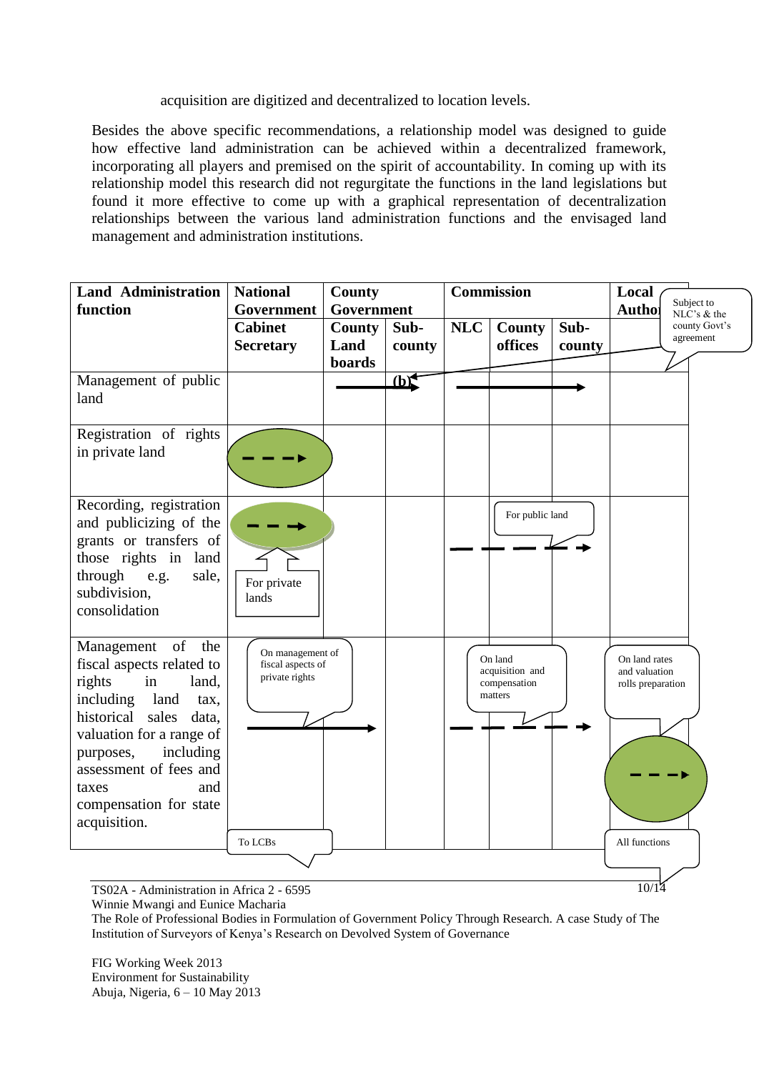acquisition are digitized and decentralized to location levels.

Besides the above specific recommendations, a relationship model was designed to guide how effective land administration can be achieved within a decentralized framework, incorporating all players and premised on the spirit of accountability. In coming up with its relationship model this research did not regurgitate the functions in the land legislations but found it more effective to come up with a graphical representation of decentralization relationships between the various land administration functions and the envisaged land management and administration institutions.

| Land Administration function | National Government | County Government | | Commission | | | Local Authority |
|---|---|---|---|---|---|---|---|
| | Cabinet Secretary | County Land boards | Sub-county | NLC | County offices | Sub-county | |
| Management of public land | | (b) | | | | | |
| Registration of rights in private land | | | | | | | |
| Recording, registration and publicizing of the grants or transfers of those rights in land through e.g. sale, subdivision, consolidation | For private lands | | | | For public land | | |
| Management of the fiscal aspects related to rights in land, including land tax, historical sales data, valuation for a range of purposes, including assessment of fees and taxes and compensation for state acquisition. | On management of fiscal aspects of private rights; To LCBs | | | | On land acquisition and compensation matters | | On land rates and valuation rolls preparation; All functions |

Subject to NLC's & the county Govt's agreement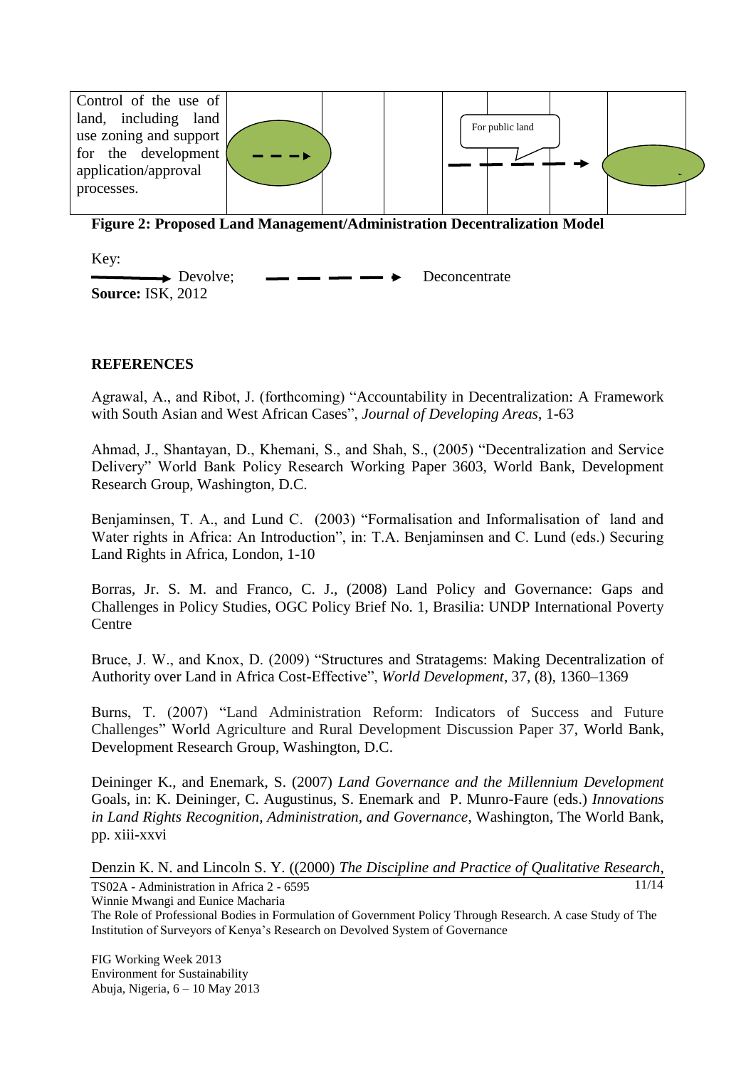| Control of the use of land, including land use zoning and support for the development application/approval processes. | - - - ▸ | | | For public land — — — — ▸ | | | |
|---|---|---|---|---|---|---|---|

**Figure 2: Proposed Land Management/Administration Decentralization Model**

Key:
——▸ Devolve; — — — — ▸ Deconcentrate

**Source:** ISK, 2012

## REFERENCES

Agrawal, A., and Ribot, J. (forthcoming) "Accountability in Decentralization: A Framework with South Asian and West African Cases", *Journal of Developing Areas*, 1-63

Ahmad, J., Shantayan, D., Khemani, S., and Shah, S., (2005) "Decentralization and Service Delivery" World Bank Policy Research Working Paper 3603, World Bank, Development Research Group, Washington, D.C.

Benjaminsen, T. A., and Lund C. (2003) "Formalisation and Informalisation of land and Water rights in Africa: An Introduction", in: T.A. Benjaminsen and C. Lund (eds.) Securing Land Rights in Africa, London, 1-10

Borras, Jr. S. M. and Franco, C. J., (2008) Land Policy and Governance: Gaps and Challenges in Policy Studies, OGC Policy Brief No. 1, Brasilia: UNDP International Poverty Centre

Bruce, J. W., and Knox, D. (2009) "Structures and Stratagems: Making Decentralization of Authority over Land in Africa Cost-Effective", *World Development*, 37, (8), 1360–1369

Burns, T. (2007) "Land Administration Reform: Indicators of Success and Future Challenges" World Agriculture and Rural Development Discussion Paper 37, World Bank, Development Research Group, Washington, D.C.

Deininger K., and Enemark, S. (2007) *Land Governance and the Millennium Development* Goals, in: K. Deininger, C. Augustinus, S. Enemark and P. Munro-Faure (eds.) *Innovations in Land Rights Recognition, Administration, and Governance*, Washington, The World Bank, pp. xiii-xxvi

Denzin K. N. and Lincoln S. Y. ((2000) *The Discipline and Practice of Qualitative Research*,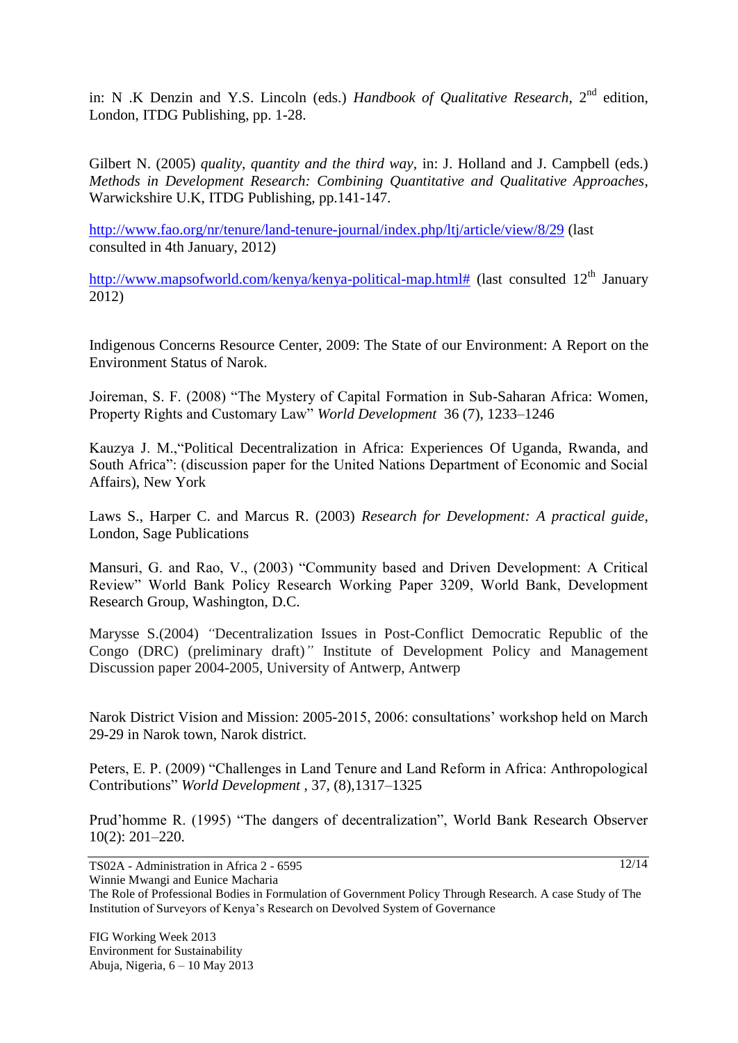in: N .K Denzin and Y.S. Lincoln (eds.) *Handbook of Qualitative Research*, 2nd edition, London, ITDG Publishing, pp. 1-28.

Gilbert N. (2005) *quality, quantity and the third way*, in: J. Holland and J. Campbell (eds.) *Methods in Development Research: Combining Quantitative and Qualitative Approaches*, Warwickshire U.K, ITDG Publishing, pp.141-147.

http://www.fao.org/nr/tenure/land-tenure-journal/index.php/ltj/article/view/8/29 (last consulted in 4th January, 2012)

http://www.mapsofworld.com/kenya/kenya-political-map.html# (last consulted 12th January 2012)

Indigenous Concerns Resource Center, 2009: The State of our Environment: A Report on the Environment Status of Narok.

Joireman, S. F. (2008) "The Mystery of Capital Formation in Sub-Saharan Africa: Women, Property Rights and Customary Law" *World Development* 36 (7), 1233–1246

Kauzya J. M.,"Political Decentralization in Africa: Experiences Of Uganda, Rwanda, and South Africa": (discussion paper for the United Nations Department of Economic and Social Affairs), New York

Laws S., Harper C. and Marcus R. (2003) *Research for Development: A practical guide*, London, Sage Publications

Mansuri, G. and Rao, V., (2003) "Community based and Driven Development: A Critical Review" World Bank Policy Research Working Paper 3209, World Bank, Development Research Group, Washington, D.C.

Marysse S.(2004) *"*Decentralization Issues in Post-Conflict Democratic Republic of the Congo (DRC) (preliminary draft)*"* Institute of Development Policy and Management Discussion paper 2004-2005, University of Antwerp, Antwerp

Narok District Vision and Mission: 2005-2015, 2006: consultations' workshop held on March 29-29 in Narok town, Narok district.

Peters, E. P. (2009) "Challenges in Land Tenure and Land Reform in Africa: Anthropological Contributions" *World Development* , 37, (8),1317–1325

Prud'homme R. (1995) "The dangers of decentralization", World Bank Research Observer 10(2): 201–220.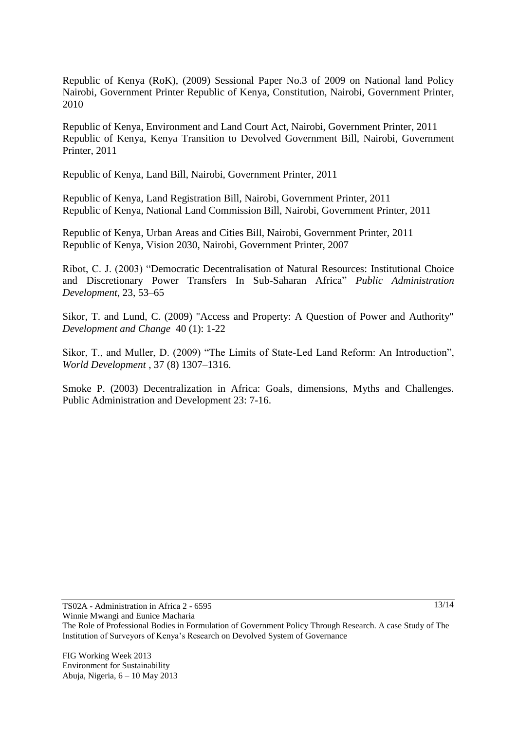Republic of Kenya (RoK), (2009) Sessional Paper No.3 of 2009 on National land Policy Nairobi, Government Printer Republic of Kenya, Constitution, Nairobi, Government Printer, 2010

Republic of Kenya, Environment and Land Court Act, Nairobi, Government Printer, 2011
Republic of Kenya, Kenya Transition to Devolved Government Bill, Nairobi, Government Printer, 2011

Republic of Kenya, Land Bill, Nairobi, Government Printer, 2011

Republic of Kenya, Land Registration Bill, Nairobi, Government Printer, 2011
Republic of Kenya, National Land Commission Bill, Nairobi, Government Printer, 2011

Republic of Kenya, Urban Areas and Cities Bill, Nairobi, Government Printer, 2011
Republic of Kenya, Vision 2030, Nairobi, Government Printer, 2007

Ribot, C. J. (2003) "Democratic Decentralisation of Natural Resources: Institutional Choice and Discretionary Power Transfers In Sub-Saharan Africa" *Public Administration Development*, 23, 53–65

Sikor, T. and Lund, C. (2009) "Access and Property: A Question of Power and Authority" *Development and Change* 40 (1): 1-22

Sikor, T., and Muller, D. (2009) "The Limits of State-Led Land Reform: An Introduction", *World Development* , 37 (8) 1307–1316.

Smoke P. (2003) Decentralization in Africa: Goals, dimensions, Myths and Challenges. Public Administration and Development 23: 7-16.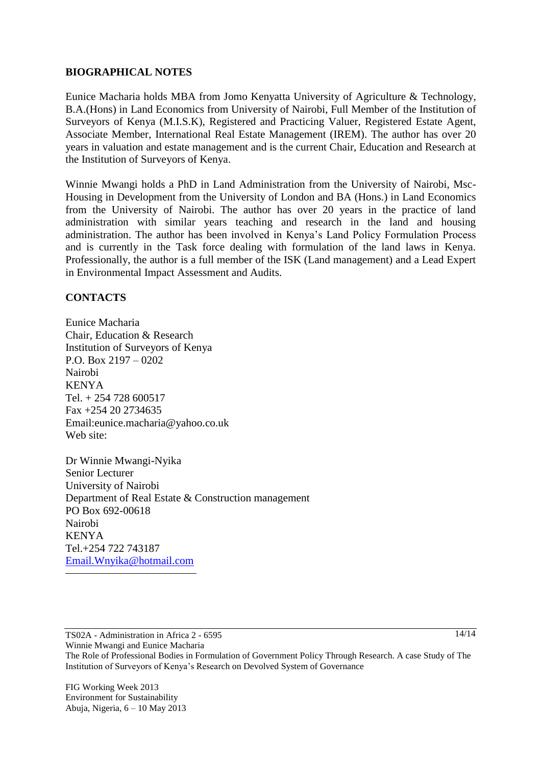## BIOGRAPHICAL NOTES

Eunice Macharia holds MBA from Jomo Kenyatta University of Agriculture & Technology, B.A.(Hons) in Land Economics from University of Nairobi, Full Member of the Institution of Surveyors of Kenya (M.I.S.K), Registered and Practicing Valuer, Registered Estate Agent, Associate Member, International Real Estate Management (IREM). The author has over 20 years in valuation and estate management and is the current Chair, Education and Research at the Institution of Surveyors of Kenya.

Winnie Mwangi holds a PhD in Land Administration from the University of Nairobi, Msc-Housing in Development from the University of London and BA (Hons.) in Land Economics from the University of Nairobi. The author has over 20 years in the practice of land administration with similar years teaching and research in the land and housing administration. The author has been involved in Kenya's Land Policy Formulation Process and is currently in the Task force dealing with formulation of the land laws in Kenya. Professionally, the author is a full member of the ISK (Land management) and a Lead Expert in Environmental Impact Assessment and Audits.

## CONTACTS

Eunice Macharia
Chair, Education & Research
Institution of Surveyors of Kenya
P.O. Box 2197 – 0202
Nairobi
KENYA
Tel. + 254 728 600517
Fax +254 20 2734635
Email:eunice.macharia@yahoo.co.uk
Web site:

Dr Winnie Mwangi-Nyika
Senior Lecturer
University of Nairobi
Department of Real Estate & Construction management
PO Box 692-00618
Nairobi
KENYA
Tel.+254 722 743187
Email.Wnyika@hotmail.com